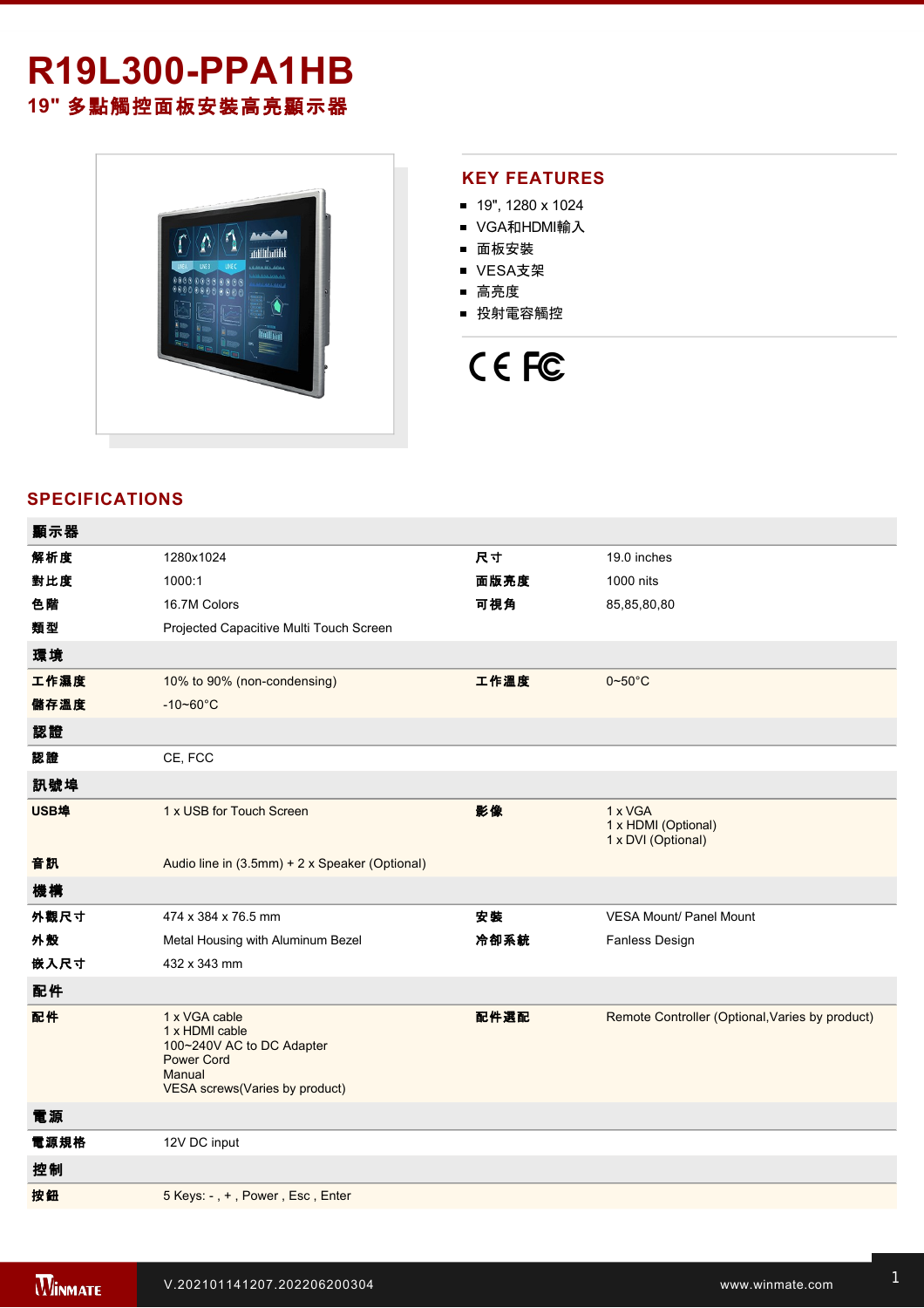# R19L300-PPA1HB

## 19" 多點觸控面板安裝高亮顯示器

## KEY FEATURES

- 19", 1280 x 1024
- VGA和HDMI輸入
- 面板安裝
- VESA支架
- 高亮度
- 投射電容觸控

## SPECIFICATIONS

| 顯示器 | | | |
|---|---|---|---|
| 解析度 | 1280x1024 | 尺寸 | 19.0 inches |
| 對比度 | 1000:1 | 面版亮度 | 1000 nits |
| 色階 | 16.7M Colors | 可視角 | 85,85,80,80 |
| 類型 | Projected Capacitive Multi Touch Screen | | |
| **環境** | | | |
| 工作濕度 | 10% to 90% (non-condensing) | 工作溫度 | 0~50°C |
| 儲存溫度 | -10~60°C | | |
| **認證** | | | |
| 認證 | CE, FCC | | |
| **訊號埠** | | | |
| USB埠 | 1 x USB for Touch Screen | 影像 | 1 x VGA<br>1 x HDMI (Optional)<br>1 x DVI (Optional) |
| 音訊 | Audio line in (3.5mm) + 2 x Speaker (Optional) | | |
| **機構** | | | |
| 外觀尺寸 | 474 x 384 x 76.5 mm | 安裝 | VESA Mount/ Panel Mount |
| 外殼 | Metal Housing with Aluminum Bezel | 冷卻系統 | Fanless Design |
| 嵌入尺寸 | 432 x 343 mm | | |
| **配件** | | | |
| 配件 | 1 x VGA cable<br>1 x HDMI cable<br>100~240V AC to DC Adapter<br>Power Cord<br>Manual<br>VESA screws(Varies by product) | 配件選配 | Remote Controller (Optional,Varies by product) |
| **電源** | | | |
| 電源規格 | 12V DC input | | |
| **控制** | | | |
| 按鈕 | 5 Keys: - , + , Power , Esc , Enter | | |

V.202101141207.202206200304

www.winmate.com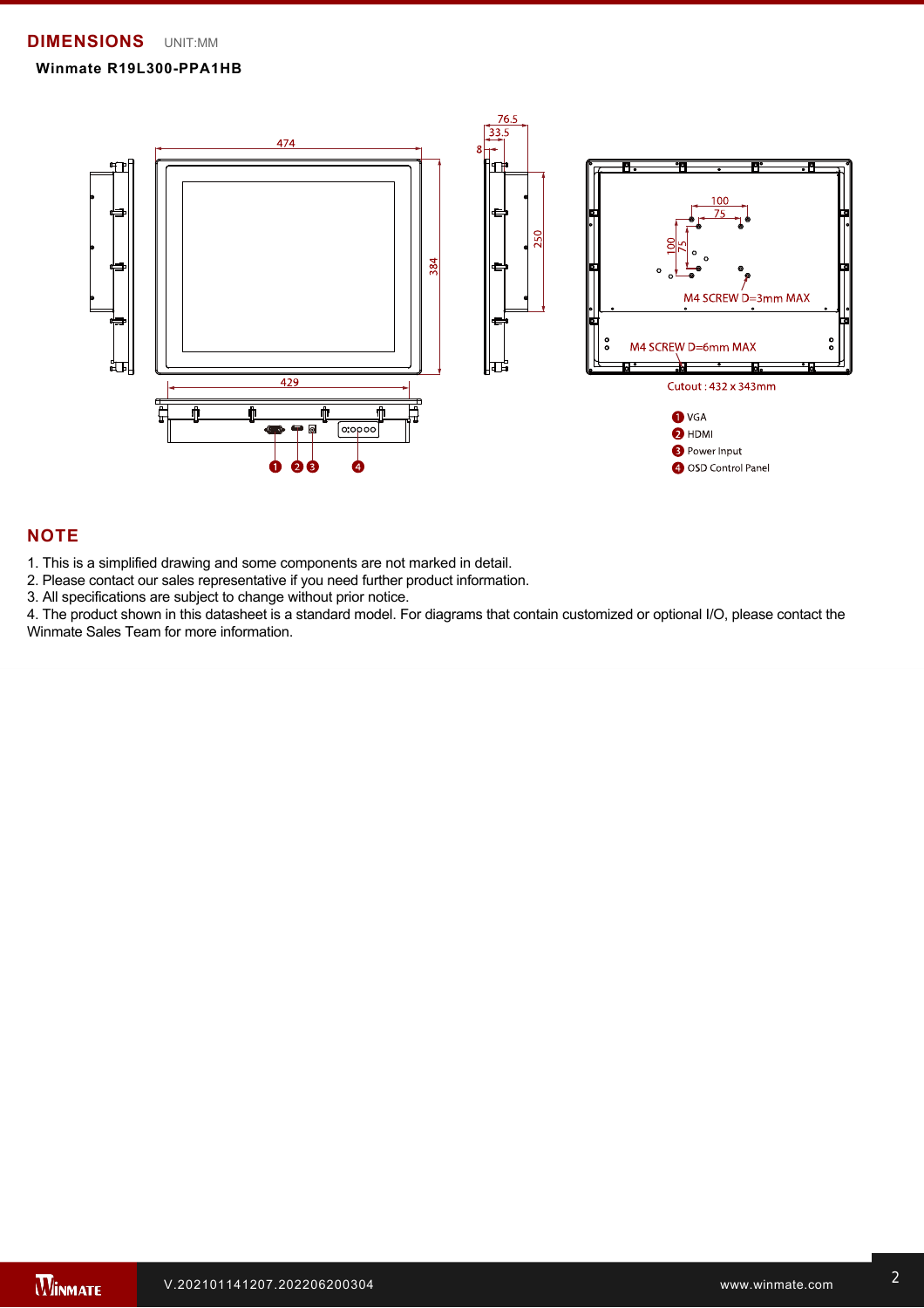## DIMENSIONS UNIT:MM

**Winmate R19L300-PPA1HB**

474

384

429

76.5

33.5

8

250

100

75

100

75

M4 SCREW D=3mm MAX

M4 SCREW D=6mm MAX

Cutout : 432 x 343mm

1 VGA
2 HDMI
3 Power Input
4 OSD Control Panel

## NOTE

1. This is a simplified drawing and some components are not marked in detail.
2. Please contact our sales representative if you need further product information.
3. All specifications are subject to change without prior notice.
4. The product shown in this datasheet is a standard model. For diagrams that contain customized or optional I/O, please contact the Winmate Sales Team for more information.